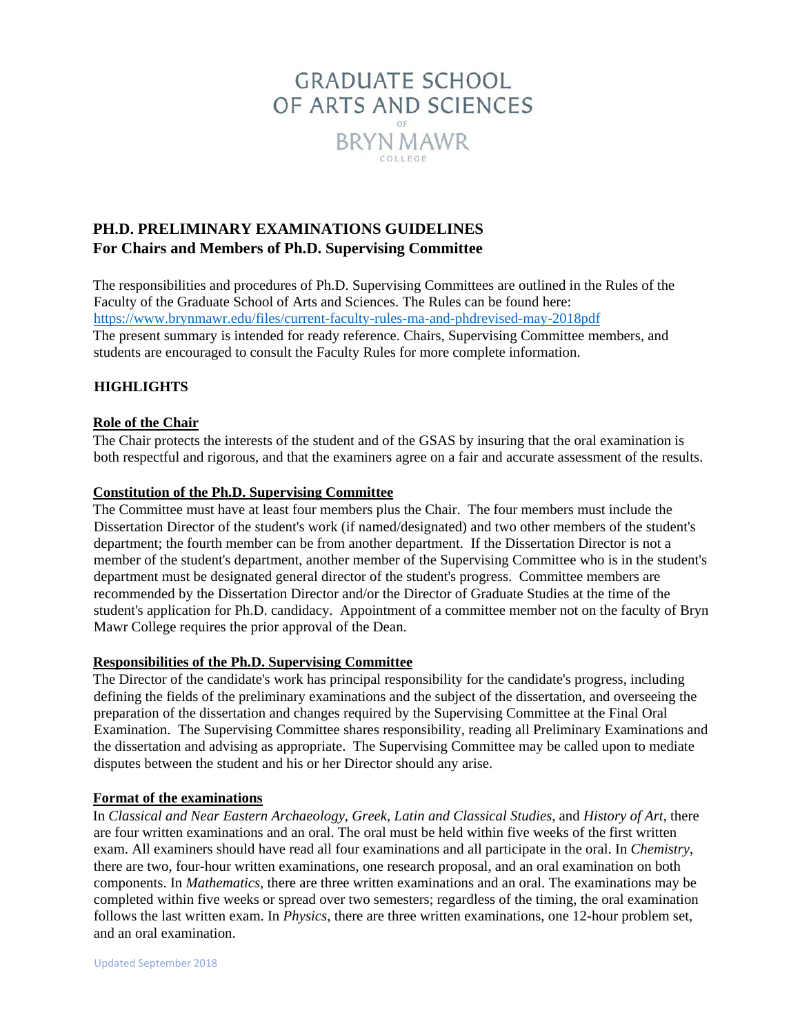# GRADUATE SCHOOL OF ARTS AND SCIENCES OF BRYN MAWR COLLEGE

## PH.D. PRELIMINARY EXAMINATIONS GUIDELINES
## For Chairs and Members of Ph.D. Supervising Committee

The responsibilities and procedures of Ph.D. Supervising Committees are outlined in the Rules of the Faculty of the Graduate School of Arts and Sciences. The Rules can be found here: https://www.brynmawr.edu/files/current-faculty-rules-ma-and-phdrevised-may-2018pdf
The present summary is intended for ready reference. Chairs, Supervising Committee members, and students are encouraged to consult the Faculty Rules for more complete information.

### HIGHLIGHTS

**Role of the Chair**

The Chair protects the interests of the student and of the GSAS by insuring that the oral examination is both respectful and rigorous, and that the examiners agree on a fair and accurate assessment of the results.

**Constitution of the Ph.D. Supervising Committee**

The Committee must have at least four members plus the Chair. The four members must include the Dissertation Director of the student's work (if named/designated) and two other members of the student's department; the fourth member can be from another department. If the Dissertation Director is not a member of the student's department, another member of the Supervising Committee who is in the student's department must be designated general director of the student's progress. Committee members are recommended by the Dissertation Director and/or the Director of Graduate Studies at the time of the student's application for Ph.D. candidacy. Appointment of a committee member not on the faculty of Bryn Mawr College requires the prior approval of the Dean.

**Responsibilities of the Ph.D. Supervising Committee**

The Director of the candidate's work has principal responsibility for the candidate's progress, including defining the fields of the preliminary examinations and the subject of the dissertation, and overseeing the preparation of the dissertation and changes required by the Supervising Committee at the Final Oral Examination. The Supervising Committee shares responsibility, reading all Preliminary Examinations and the dissertation and advising as appropriate. The Supervising Committee may be called upon to mediate disputes between the student and his or her Director should any arise.

**Format of the examinations**

In *Classical and Near Eastern Archaeology*, *Greek, Latin and Classical Studies*, and *History of Art*, there are four written examinations and an oral. The oral must be held within five weeks of the first written exam. All examiners should have read all four examinations and all participate in the oral. In *Chemistry*, there are two, four-hour written examinations, one research proposal, and an oral examination on both components. In *Mathematics*, there are three written examinations and an oral. The examinations may be completed within five weeks or spread over two semesters; regardless of the timing, the oral examination follows the last written exam. In *Physics*, there are three written examinations, one 12-hour problem set, and an oral examination.

Updated September 2018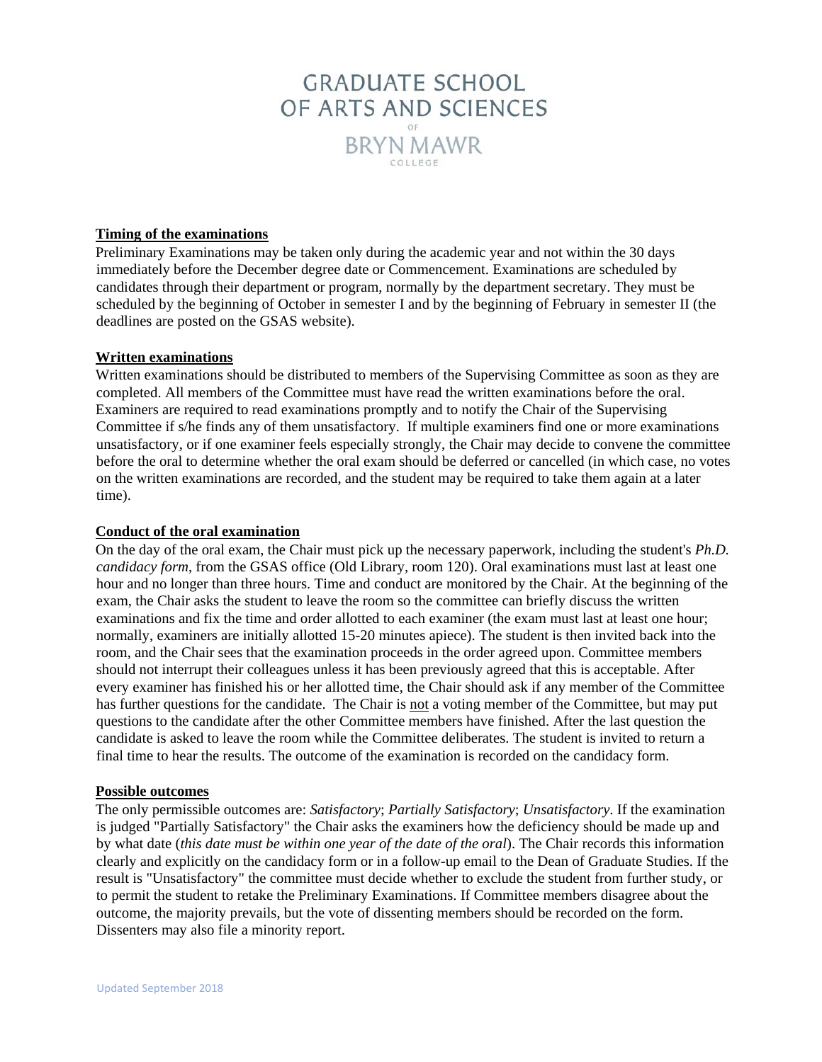GRADUATE SCHOOL
OF ARTS AND SCIENCES
OF
BRYN MAWR
COLLEGE

**Timing of the examinations**

Preliminary Examinations may be taken only during the academic year and not within the 30 days immediately before the December degree date or Commencement. Examinations are scheduled by candidates through their department or program, normally by the department secretary. They must be scheduled by the beginning of October in semester I and by the beginning of February in semester II (the deadlines are posted on the GSAS website).

**Written examinations**

Written examinations should be distributed to members of the Supervising Committee as soon as they are completed. All members of the Committee must have read the written examinations before the oral. Examiners are required to read examinations promptly and to notify the Chair of the Supervising Committee if s/he finds any of them unsatisfactory. If multiple examiners find one or more examinations unsatisfactory, or if one examiner feels especially strongly, the Chair may decide to convene the committee before the oral to determine whether the oral exam should be deferred or cancelled (in which case, no votes on the written examinations are recorded, and the student may be required to take them again at a later time).

**Conduct of the oral examination**

On the day of the oral exam, the Chair must pick up the necessary paperwork, including the student's *Ph.D. candidacy form*, from the GSAS office (Old Library, room 120). Oral examinations must last at least one hour and no longer than three hours. Time and conduct are monitored by the Chair. At the beginning of the exam, the Chair asks the student to leave the room so the committee can briefly discuss the written examinations and fix the time and order allotted to each examiner (the exam must last at least one hour; normally, examiners are initially allotted 15-20 minutes apiece). The student is then invited back into the room, and the Chair sees that the examination proceeds in the order agreed upon. Committee members should not interrupt their colleagues unless it has been previously agreed that this is acceptable. After every examiner has finished his or her allotted time, the Chair should ask if any member of the Committee has further questions for the candidate. The Chair is not a voting member of the Committee, but may put questions to the candidate after the other Committee members have finished. After the last question the candidate is asked to leave the room while the Committee deliberates. The student is invited to return a final time to hear the results. The outcome of the examination is recorded on the candidacy form.

**Possible outcomes**

The only permissible outcomes are: *Satisfactory*; *Partially Satisfactory*; *Unsatisfactory*. If the examination is judged "Partially Satisfactory" the Chair asks the examiners how the deficiency should be made up and by what date (*this date must be within one year of the date of the oral*). The Chair records this information clearly and explicitly on the candidacy form or in a follow-up email to the Dean of Graduate Studies. If the result is "Unsatisfactory" the committee must decide whether to exclude the student from further study, or to permit the student to retake the Preliminary Examinations. If Committee members disagree about the outcome, the majority prevails, but the vote of dissenting members should be recorded on the form. Dissenters may also file a minority report.

Updated September 2018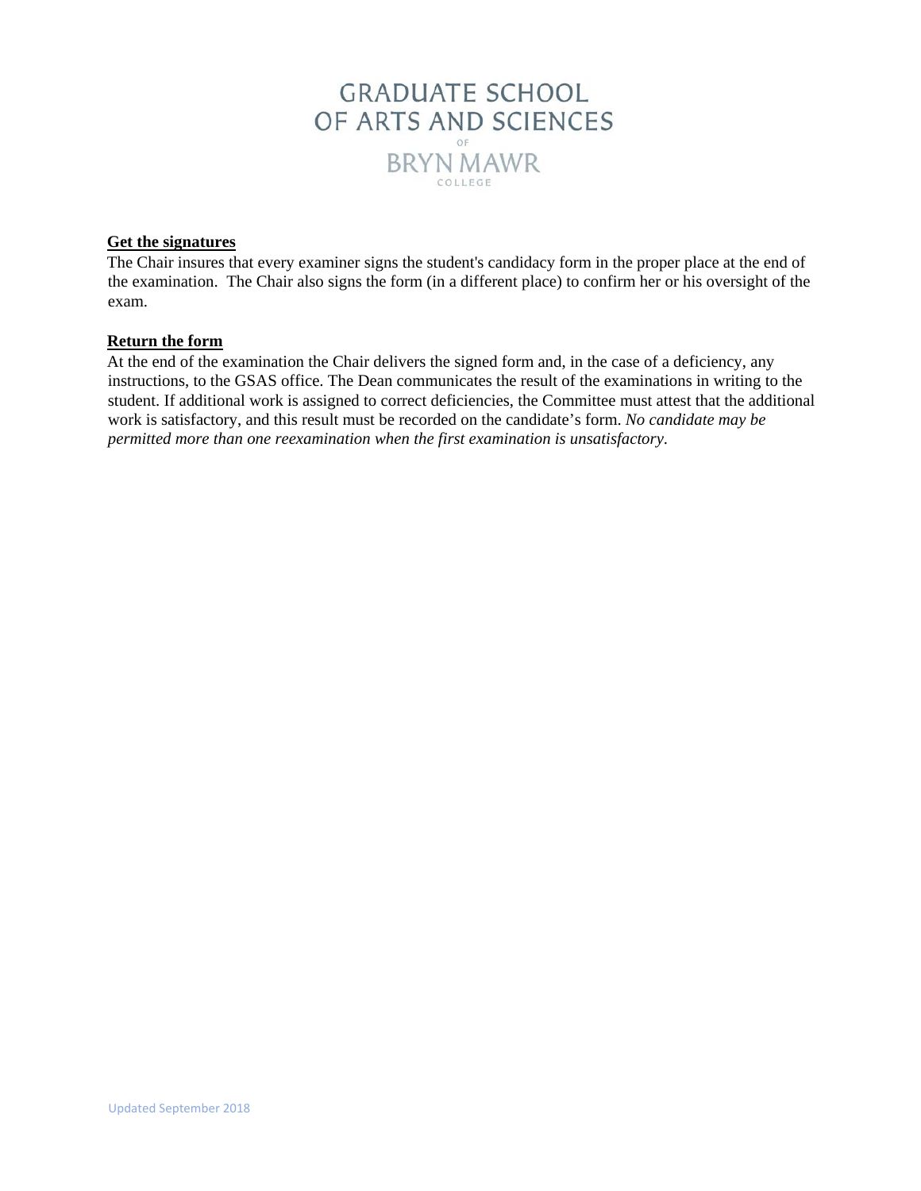**Get the signatures**

The Chair insures that every examiner signs the student's candidacy form in the proper place at the end of the examination. The Chair also signs the form (in a different place) to confirm her or his oversight of the exam.

**Return the form**

At the end of the examination the Chair delivers the signed form and, in the case of a deficiency, any instructions, to the GSAS office. The Dean communicates the result of the examinations in writing to the student. If additional work is assigned to correct deficiencies, the Committee must attest that the additional work is satisfactory, and this result must be recorded on the candidate's form. *No candidate may be permitted more than one reexamination when the first examination is unsatisfactory*.